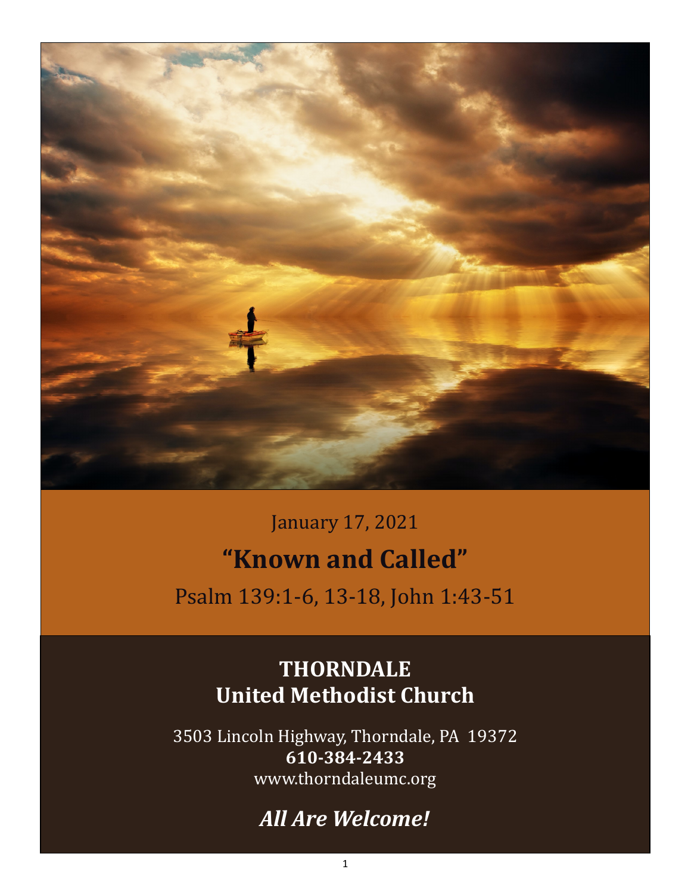January 17, 2021

# "Known and Called"

Psalm 139:1-6, 13-18, John 1:43-51

## THORNDALE
## United Methodist Church

3503 Lincoln Highway, Thorndale, PA 19372
**610-384-2433**
www.thorndaleumc.org

***All Are Welcome!***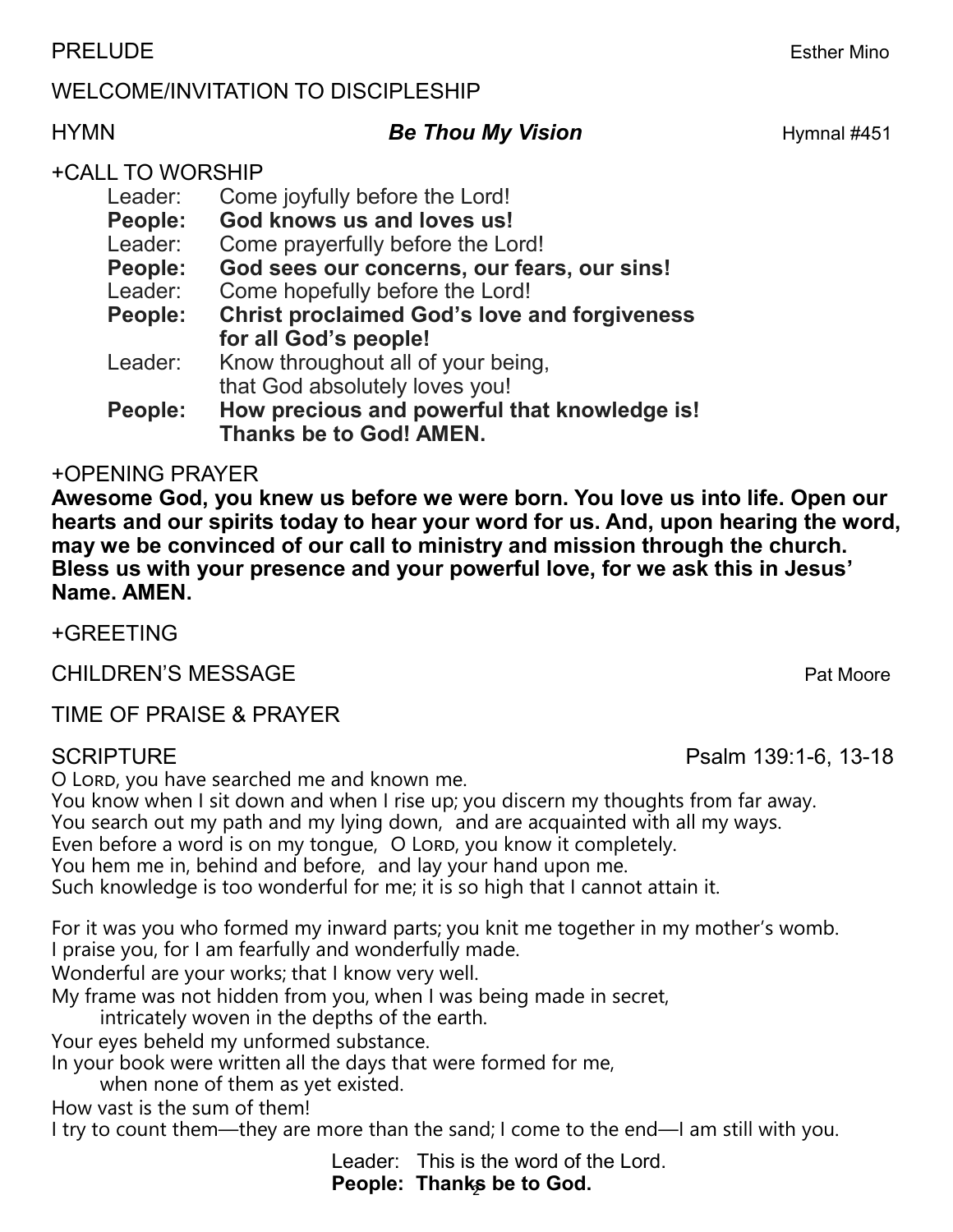PRELUDE Esther Mino

WELCOME/INVITATION TO DISCIPLESHIP

HYMN ***Be Thou My Vision*** Hymnal #451

+CALL TO WORSHIP

Leader: Come joyfully before the Lord!
**People: God knows us and loves us!**
Leader: Come prayerfully before the Lord!
**People: God sees our concerns, our fears, our sins!**
Leader: Come hopefully before the Lord!
**People: Christ proclaimed God's love and forgiveness for all God's people!**
Leader: Know throughout all of your being, that God absolutely loves you!
**People: How precious and powerful that knowledge is! Thanks be to God! AMEN.**

+OPENING PRAYER

**Awesome God, you knew us before we were born. You love us into life. Open our hearts and our spirits today to hear your word for us. And, upon hearing the word, may we be convinced of our call to ministry and mission through the church. Bless us with your presence and your powerful love, for we ask this in Jesus' Name. AMEN.**

+GREETING

CHILDREN'S MESSAGE Pat Moore

TIME OF PRAISE & PRAYER

SCRIPTURE Psalm 139:1-6, 13-18

O Lord, you have searched me and known me.
You know when I sit down and when I rise up; you discern my thoughts from far away.
You search out my path and my lying down, and are acquainted with all my ways.
Even before a word is on my tongue, O Lord, you know it completely.
You hem me in, behind and before, and lay your hand upon me.
Such knowledge is too wonderful for me; it is so high that I cannot attain it.

For it was you who formed my inward parts; you knit me together in my mother's womb.
I praise you, for I am fearfully and wonderfully made.
Wonderful are your works; that I know very well.
My frame was not hidden from you, when I was being made in secret,
intricately woven in the depths of the earth.
Your eyes beheld my unformed substance.
In your book were written all the days that were formed for me,
when none of them as yet existed.
How vast is the sum of them!
I try to count them—they are more than the sand; I come to the end—I am still with you.

Leader: This is the word of the Lord.
**People: Thanks be to God.**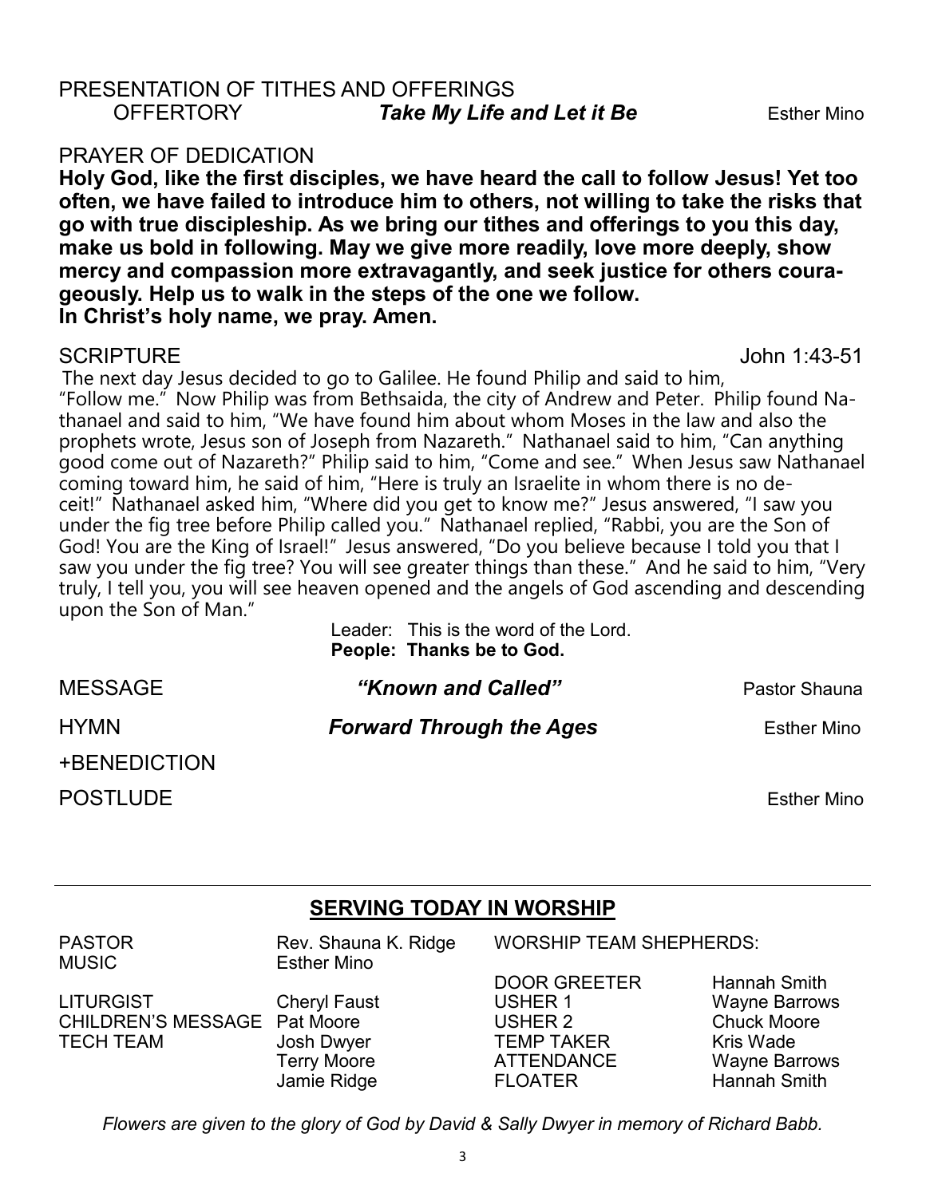PRESENTATION OF TITHES AND OFFERINGS

OFFERTORY *Take My Life and Let it Be* Esther Mino

PRAYER OF DEDICATION

**Holy God, like the first disciples, we have heard the call to follow Jesus! Yet too often, we have failed to introduce him to others, not willing to take the risks that go with true discipleship. As we bring our tithes and offerings to you this day, make us bold in following. May we give more readily, love more deeply, show mercy and compassion more extravagantly, and seek justice for others courageously. Help us to walk in the steps of the one we follow.**
**In Christ's holy name, we pray. Amen.**

SCRIPTURE John 1:43-51

The next day Jesus decided to go to Galilee. He found Philip and said to him, "Follow me." Now Philip was from Bethsaida, the city of Andrew and Peter. Philip found Nathanael and said to him, "We have found him about whom Moses in the law and also the prophets wrote, Jesus son of Joseph from Nazareth." Nathanael said to him, "Can anything good come out of Nazareth?" Philip said to him, "Come and see." When Jesus saw Nathanael coming toward him, he said of him, "Here is truly an Israelite in whom there is no deceit!" Nathanael asked him, "Where did you get to know me?" Jesus answered, "I saw you under the fig tree before Philip called you." Nathanael replied, "Rabbi, you are the Son of God! You are the King of Israel!" Jesus answered, "Do you believe because I told you that I saw you under the fig tree? You will see greater things than these." And he said to him, "Very truly, I tell you, you will see heaven opened and the angels of God ascending and descending upon the Son of Man."

Leader: This is the word of the Lord.
**People: Thanks be to God.**

MESSAGE ***"Known and Called"*** Pastor Shauna

HYMN ***Forward Through the Ages*** Esther Mino

+BENEDICTION

POSTLUDE Esther Mino

## SERVING TODAY IN WORSHIP

| | | | |
|---|---|---|---|
| PASTOR | Rev. Shauna K. Ridge | WORSHIP TEAM SHEPHERDS: | |
| MUSIC | Esther Mino | | |
| | | DOOR GREETER | Hannah Smith |
| LITURGIST | Cheryl Faust | USHER 1 | Wayne Barrows |
| CHILDREN'S MESSAGE | Pat Moore | USHER 2 | Chuck Moore |
| TECH TEAM | Josh Dwyer | TEMP TAKER | Kris Wade |
| | Terry Moore | ATTENDANCE | Wayne Barrows |
| | Jamie Ridge | FLOATER | Hannah Smith |

*Flowers are given to the glory of God by David & Sally Dwyer in memory of Richard Babb.*